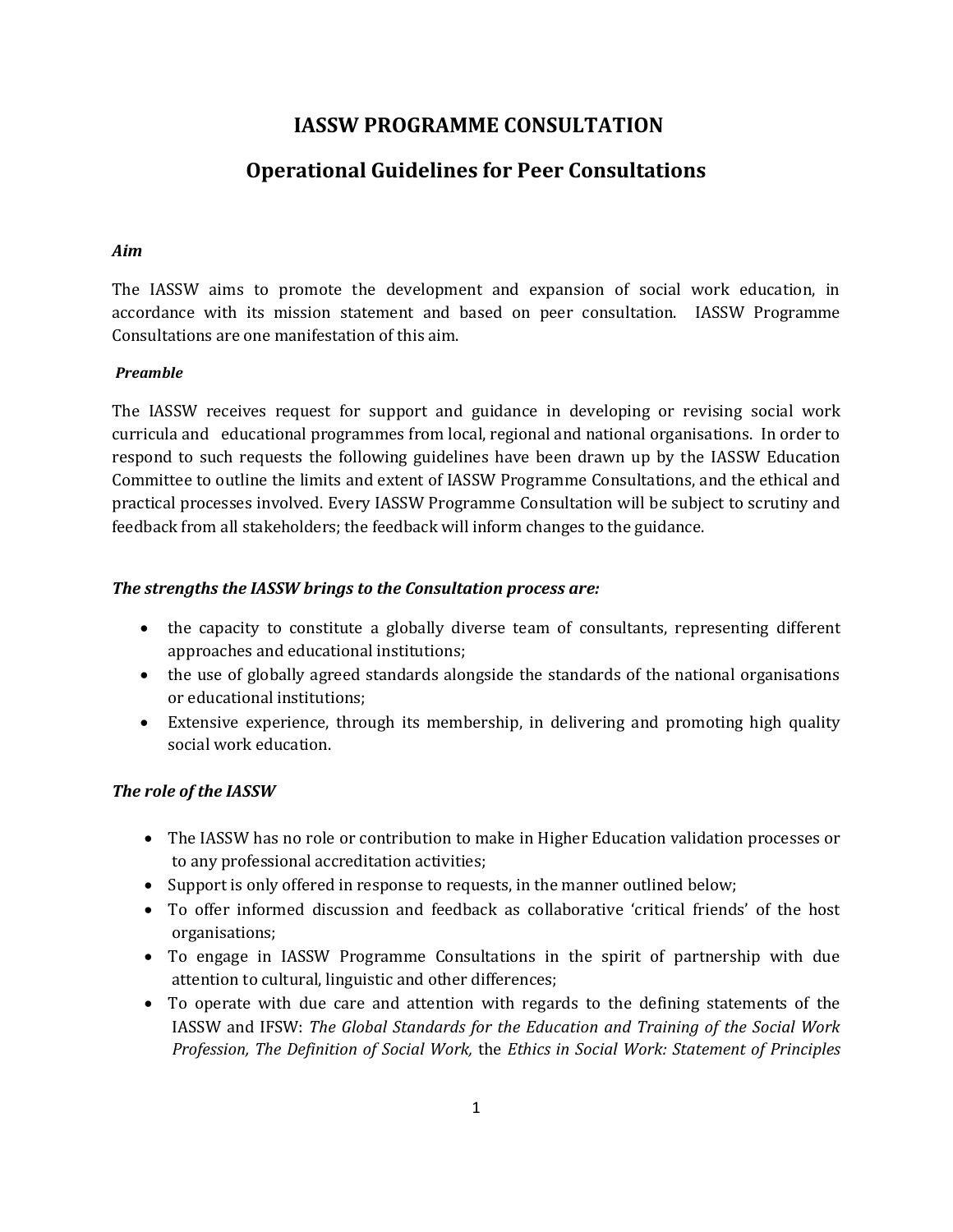# IASSW PROGRAMME CONSULTATION

## Operational Guidelines for Peer Consultations

***Aim***

The IASSW aims to promote the development and expansion of social work education, in accordance with its mission statement and based on peer consultation. IASSW Programme Consultations are one manifestation of this aim.

***Preamble***

The IASSW receives request for support and guidance in developing or revising social work curricula and educational programmes from local, regional and national organisations. In order to respond to such requests the following guidelines have been drawn up by the IASSW Education Committee to outline the limits and extent of IASSW Programme Consultations, and the ethical and practical processes involved. Every IASSW Programme Consultation will be subject to scrutiny and feedback from all stakeholders; the feedback will inform changes to the guidance.

### *The strengths the IASSW brings to the Consultation process are:*

- the capacity to constitute a globally diverse team of consultants, representing different approaches and educational institutions;
- the use of globally agreed standards alongside the standards of the national organisations or educational institutions;
- Extensive experience, through its membership, in delivering and promoting high quality social work education.

### *The role of the IASSW*

- The IASSW has no role or contribution to make in Higher Education validation processes or to any professional accreditation activities;
- Support is only offered in response to requests, in the manner outlined below;
- To offer informed discussion and feedback as collaborative 'critical friends' of the host organisations;
- To engage in IASSW Programme Consultations in the spirit of partnership with due attention to cultural, linguistic and other differences;
- To operate with due care and attention with regards to the defining statements of the IASSW and IFSW: *The Global Standards for the Education and Training of the Social Work Profession, The Definition of Social Work,* the *Ethics in Social Work: Statement of Principles*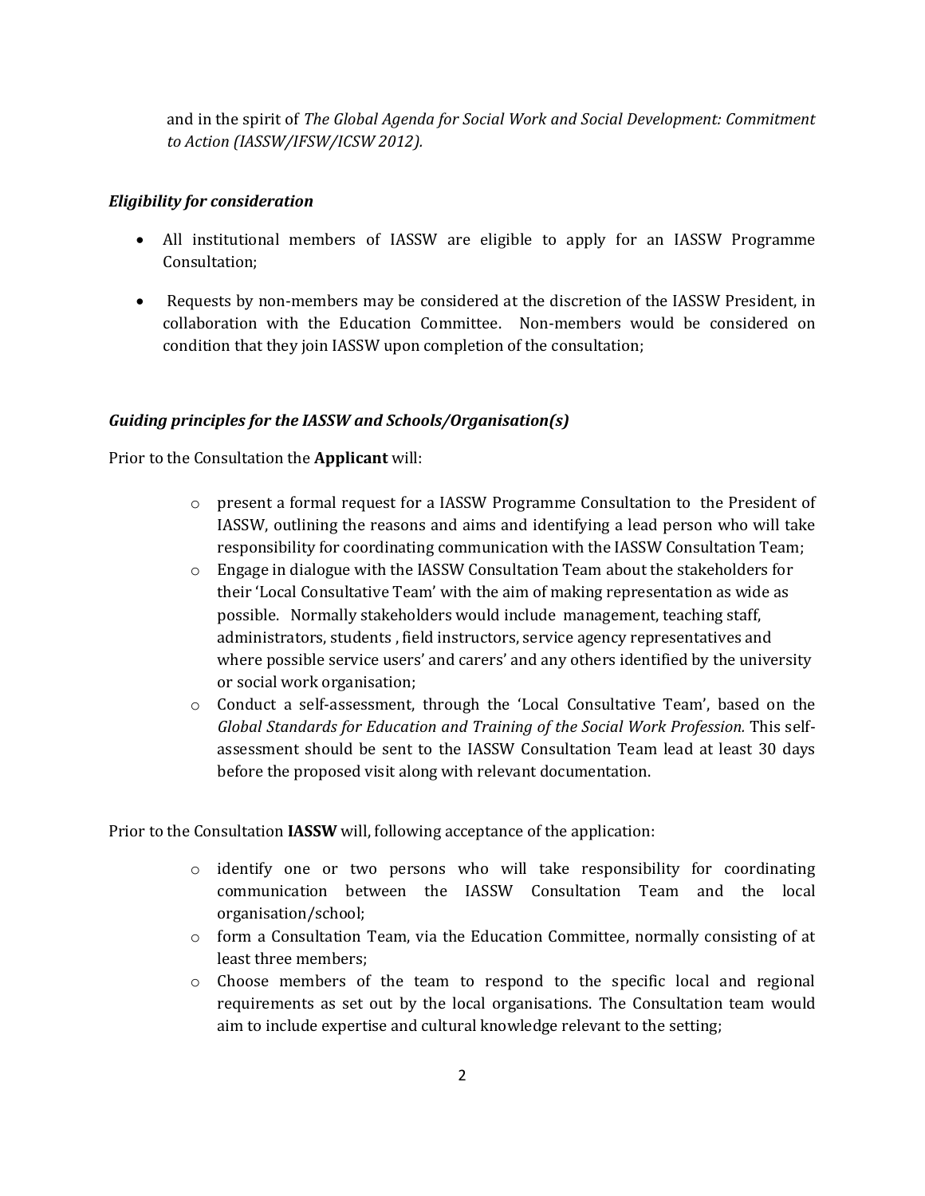and in the spirit of *The Global Agenda for Social Work and Social Development: Commitment to Action (IASSW/IFSW/ICSW 2012).*

***Eligibility for consideration***

- All institutional members of IASSW are eligible to apply for an IASSW Programme Consultation;
- Requests by non-members may be considered at the discretion of the IASSW President, in collaboration with the Education Committee. Non-members would be considered on condition that they join IASSW upon completion of the consultation;

***Guiding principles for the IASSW and Schools/Organisation(s)***

Prior to the Consultation the **Applicant** will:

- present a formal request for a IASSW Programme Consultation to the President of IASSW, outlining the reasons and aims and identifying a lead person who will take responsibility for coordinating communication with the IASSW Consultation Team;
- Engage in dialogue with the IASSW Consultation Team about the stakeholders for their 'Local Consultative Team' with the aim of making representation as wide as possible. Normally stakeholders would include management, teaching staff, administrators, students , field instructors, service agency representatives and where possible service users' and carers' and any others identified by the university or social work organisation;
- Conduct a self-assessment, through the 'Local Consultative Team', based on the *Global Standards for Education and Training of the Social Work Profession.* This self-assessment should be sent to the IASSW Consultation Team lead at least 30 days before the proposed visit along with relevant documentation.

Prior to the Consultation **IASSW** will, following acceptance of the application:

- identify one or two persons who will take responsibility for coordinating communication between the IASSW Consultation Team and the local organisation/school;
- form a Consultation Team, via the Education Committee, normally consisting of at least three members;
- Choose members of the team to respond to the specific local and regional requirements as set out by the local organisations. The Consultation team would aim to include expertise and cultural knowledge relevant to the setting;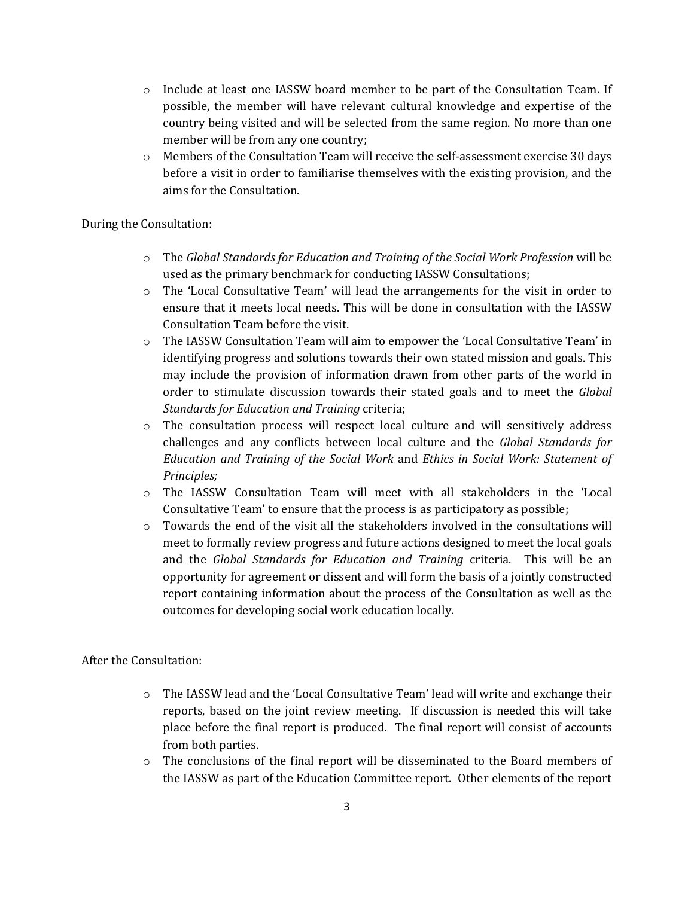- Include at least one IASSW board member to be part of the Consultation Team. If possible, the member will have relevant cultural knowledge and expertise of the country being visited and will be selected from the same region. No more than one member will be from any one country;
- Members of the Consultation Team will receive the self-assessment exercise 30 days before a visit in order to familiarise themselves with the existing provision, and the aims for the Consultation.

During the Consultation:

- The *Global Standards for Education and Training of the Social Work Profession* will be used as the primary benchmark for conducting IASSW Consultations;
- The 'Local Consultative Team' will lead the arrangements for the visit in order to ensure that it meets local needs. This will be done in consultation with the IASSW Consultation Team before the visit.
- The IASSW Consultation Team will aim to empower the 'Local Consultative Team' in identifying progress and solutions towards their own stated mission and goals. This may include the provision of information drawn from other parts of the world in order to stimulate discussion towards their stated goals and to meet the *Global Standards for Education and Training* criteria;
- The consultation process will respect local culture and will sensitively address challenges and any conflicts between local culture and the *Global Standards for Education and Training of the Social Work* and *Ethics in Social Work: Statement of Principles;*
- The IASSW Consultation Team will meet with all stakeholders in the 'Local Consultative Team' to ensure that the process is as participatory as possible;
- Towards the end of the visit all the stakeholders involved in the consultations will meet to formally review progress and future actions designed to meet the local goals and the *Global Standards for Education and Training* criteria. This will be an opportunity for agreement or dissent and will form the basis of a jointly constructed report containing information about the process of the Consultation as well as the outcomes for developing social work education locally.

After the Consultation:

- The IASSW lead and the 'Local Consultative Team' lead will write and exchange their reports, based on the joint review meeting. If discussion is needed this will take place before the final report is produced. The final report will consist of accounts from both parties.
- The conclusions of the final report will be disseminated to the Board members of the IASSW as part of the Education Committee report. Other elements of the report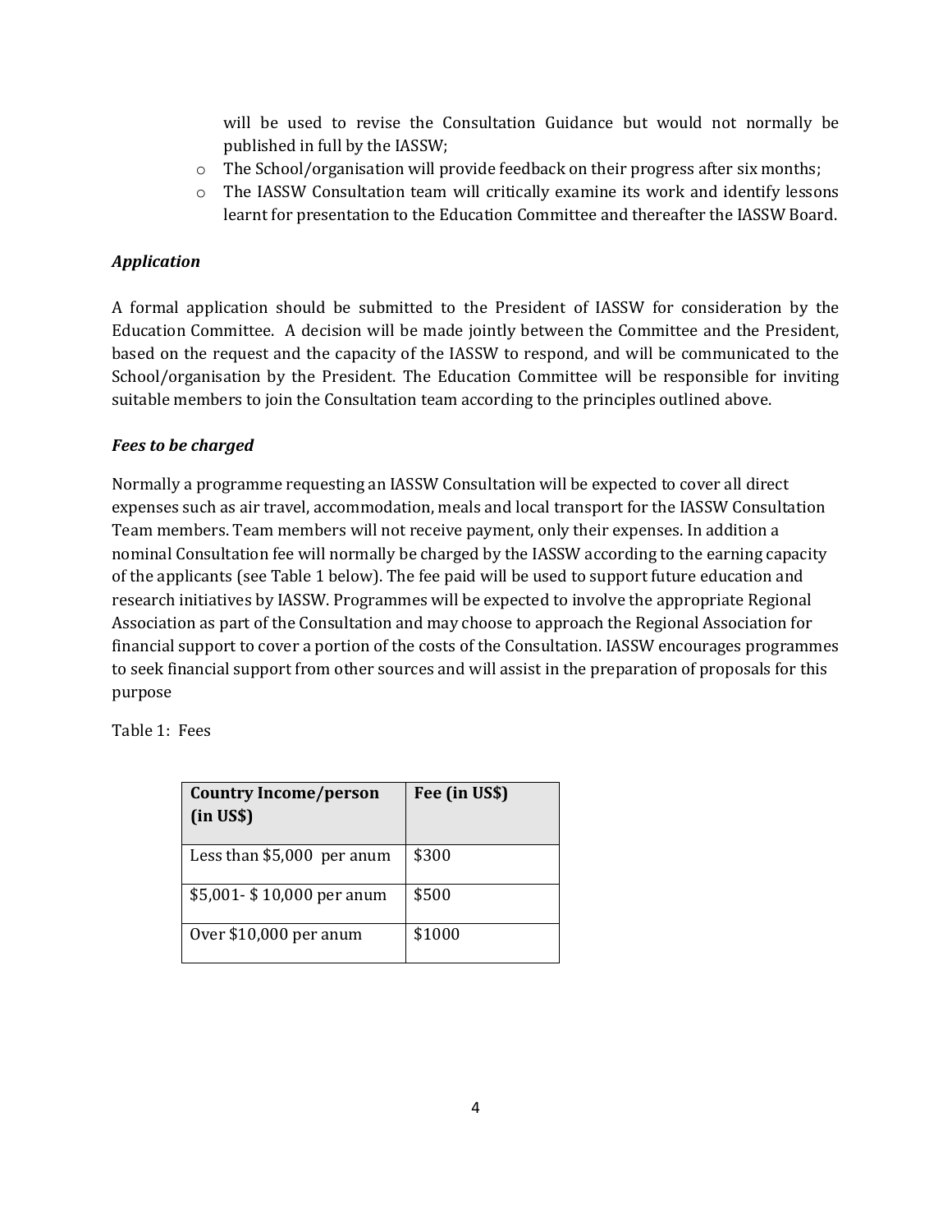will be used to revise the Consultation Guidance but would not normally be published in full by the IASSW;

- The School/organisation will provide feedback on their progress after six months;
- The IASSW Consultation team will critically examine its work and identify lessons learnt for presentation to the Education Committee and thereafter the IASSW Board.

***Application***

A formal application should be submitted to the President of IASSW for consideration by the Education Committee. A decision will be made jointly between the Committee and the President, based on the request and the capacity of the IASSW to respond, and will be communicated to the School/organisation by the President. The Education Committee will be responsible for inviting suitable members to join the Consultation team according to the principles outlined above.

***Fees to be charged***

Normally a programme requesting an IASSW Consultation will be expected to cover all direct expenses such as air travel, accommodation, meals and local transport for the IASSW Consultation Team members. Team members will not receive payment, only their expenses. In addition a nominal Consultation fee will normally be charged by the IASSW according to the earning capacity of the applicants (see Table 1 below). The fee paid will be used to support future education and research initiatives by IASSW. Programmes will be expected to involve the appropriate Regional Association as part of the Consultation and may choose to approach the Regional Association for financial support to cover a portion of the costs of the Consultation. IASSW encourages programmes to seek financial support from other sources and will assist in the preparation of proposals for this purpose

Table 1: Fees

| **Country Income/person (in US$)** | **Fee (in US$)** |
|---|---|
| Less than $5,000 per anum | $300 |
| $5,001- $ 10,000 per anum | $500 |
| Over $10,000 per anum | $1000 |